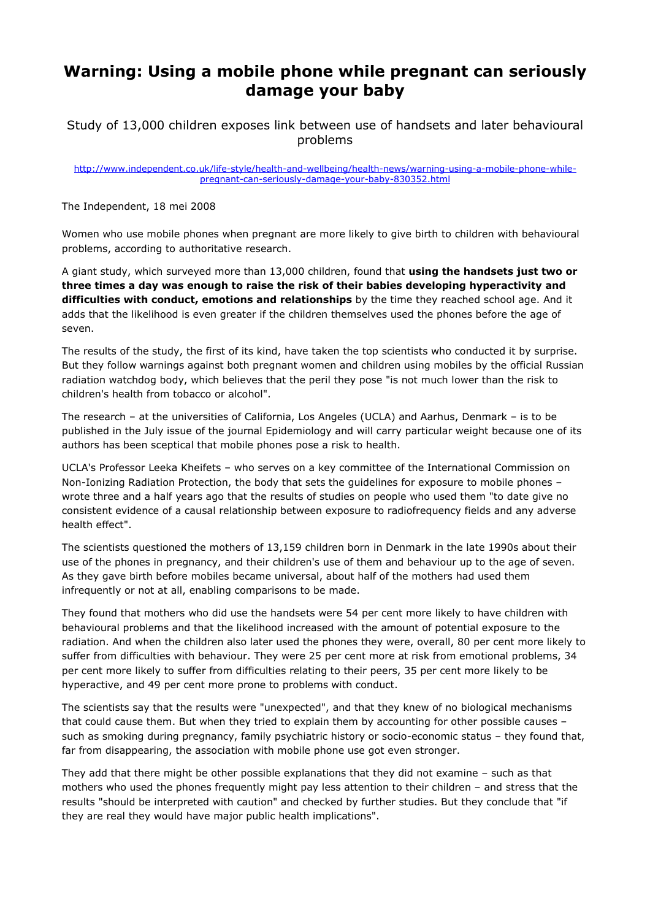# Warning: Using a mobile phone while pregnant can seriously damage your baby

Study of 13,000 children exposes link between use of handsets and later behavioural problems

[http://www.independent.co.uk/life-style/health-and-wellbeing/health-news/warning-using-a-mobile-phone-while-pregnant-can-seriously-damage-your-baby-830352.html](http://www.independent.co.uk/life-style/health-and-wellbeing/health-news/warning-using-a-mobile-phone-while-pregnant-can-seriously-damage-your-baby-830352.html)

The Independent, 18 mei 2008

Women who use mobile phones when pregnant are more likely to give birth to children with behavioural problems, according to authoritative research.

A giant study, which surveyed more than 13,000 children, found that **using the handsets just two or three times a day was enough to raise the risk of their babies developing hyperactivity and difficulties with conduct, emotions and relationships** by the time they reached school age. And it adds that the likelihood is even greater if the children themselves used the phones before the age of seven.

The results of the study, the first of its kind, have taken the top scientists who conducted it by surprise. But they follow warnings against both pregnant women and children using mobiles by the official Russian radiation watchdog body, which believes that the peril they pose "is not much lower than the risk to children's health from tobacco or alcohol".

The research – at the universities of California, Los Angeles (UCLA) and Aarhus, Denmark – is to be published in the July issue of the journal Epidemiology and will carry particular weight because one of its authors has been sceptical that mobile phones pose a risk to health.

UCLA's Professor Leeka Kheifets – who serves on a key committee of the International Commission on Non-Ionizing Radiation Protection, the body that sets the guidelines for exposure to mobile phones – wrote three and a half years ago that the results of studies on people who used them "to date give no consistent evidence of a causal relationship between exposure to radiofrequency fields and any adverse health effect".

The scientists questioned the mothers of 13,159 children born in Denmark in the late 1990s about their use of the phones in pregnancy, and their children's use of them and behaviour up to the age of seven. As they gave birth before mobiles became universal, about half of the mothers had used them infrequently or not at all, enabling comparisons to be made.

They found that mothers who did use the handsets were 54 per cent more likely to have children with behavioural problems and that the likelihood increased with the amount of potential exposure to the radiation. And when the children also later used the phones they were, overall, 80 per cent more likely to suffer from difficulties with behaviour. They were 25 per cent more at risk from emotional problems, 34 per cent more likely to suffer from difficulties relating to their peers, 35 per cent more likely to be hyperactive, and 49 per cent more prone to problems with conduct.

The scientists say that the results were "unexpected", and that they knew of no biological mechanisms that could cause them. But when they tried to explain them by accounting for other possible causes – such as smoking during pregnancy, family psychiatric history or socio-economic status – they found that, far from disappearing, the association with mobile phone use got even stronger.

They add that there might be other possible explanations that they did not examine – such as that mothers who used the phones frequently might pay less attention to their children – and stress that the results "should be interpreted with caution" and checked by further studies. But they conclude that "if they are real they would have major public health implications".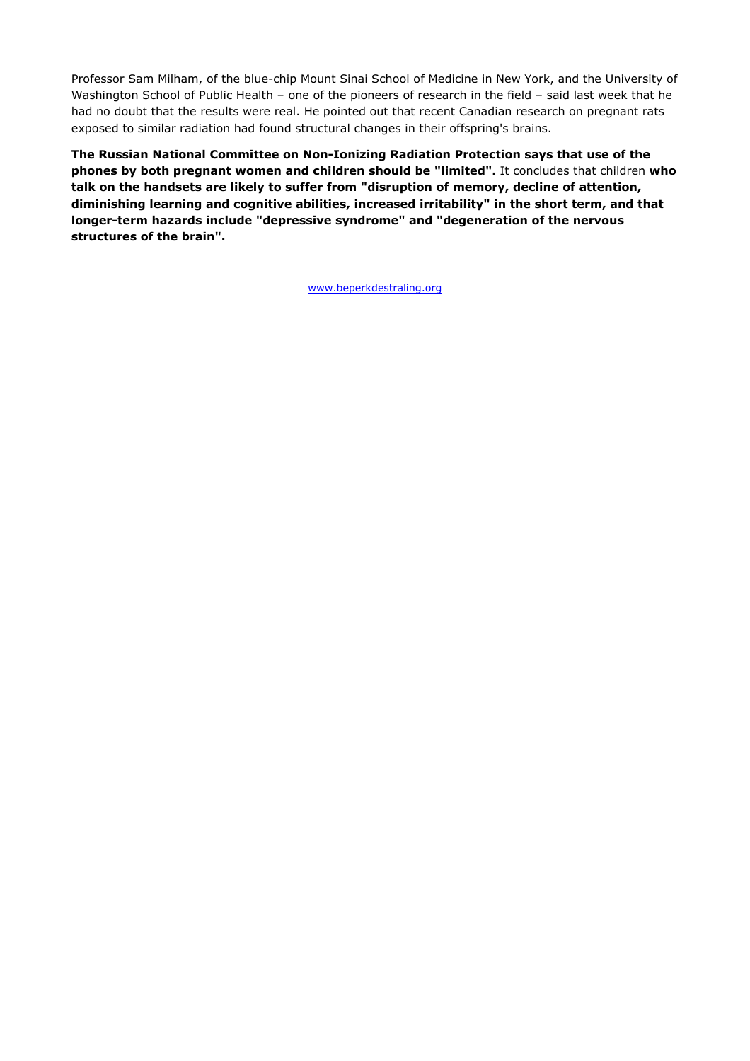Professor Sam Milham, of the blue-chip Mount Sinai School of Medicine in New York, and the University of Washington School of Public Health – one of the pioneers of research in the field – said last week that he had no doubt that the results were real. He pointed out that recent Canadian research on pregnant rats exposed to similar radiation had found structural changes in their offspring's brains.

**The Russian National Committee on Non-Ionizing Radiation Protection says that use of the phones by both pregnant women and children should be "limited".** It concludes that children **who talk on the handsets are likely to suffer from "disruption of memory, decline of attention, diminishing learning and cognitive abilities, increased irritability" in the short term, and that longer-term hazards include "depressive syndrome" and "degeneration of the nervous structures of the brain".**

www.beperkdestraling.org